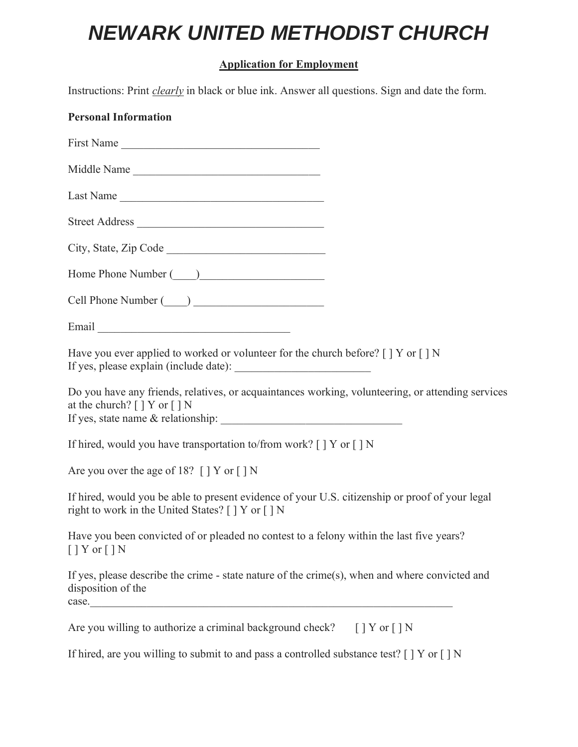# *NEWARK UNITED METHODIST CHURCH*

**Application for Employment**

Instructions: Print *clearly* in black or blue ink. Answer all questions. Sign and date the form.

**Personal Information**

First Name ___________________________________

Middle Name _________________________________

Last Name ____________________________________

Street Address _________________________________

City, State, Zip Code ____________________________

Home Phone Number (____)______________________

Cell Phone Number (____) ______________________

Email __________________________________

Have you ever applied to worked or volunteer for the church before? [ ] Y or [ ] N
If yes, please explain (include date): ________________________

Do you have any friends, relatives, or acquaintances working, volunteering, or attending services at the church? [ ] Y or [ ] N
If yes, state name & relationship: ________________________________

If hired, would you have transportation to/from work? [ ] Y or [ ] N

Are you over the age of 18? [ ] Y or [ ] N

If hired, would you be able to present evidence of your U.S. citizenship or proof of your legal right to work in the United States? [ ] Y or [ ] N

Have you been convicted of or pleaded no contest to a felony within the last five years?
[ ] Y or [ ] N

If yes, please describe the crime - state nature of the crime(s), when and where convicted and disposition of the case.__________________________________________________________________

Are you willing to authorize a criminal background check? [ ] Y or [ ] N

If hired, are you willing to submit to and pass a controlled substance test? [ ] Y or [ ] N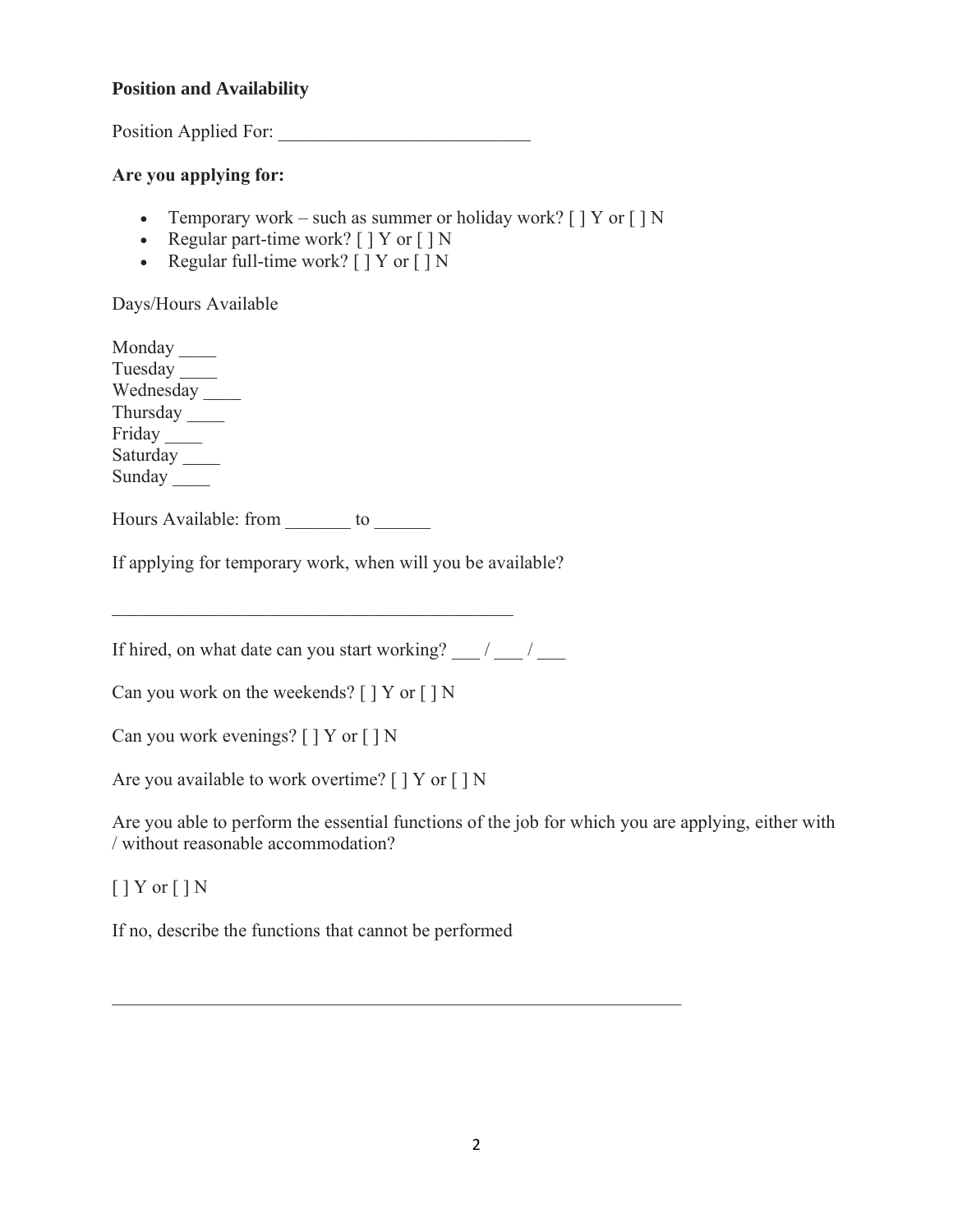**Position and Availability**

Position Applied For: ___________________________

**Are you applying for:**

- Temporary work – such as summer or holiday work? [ ] Y or [ ] N
- Regular part-time work? [ ] Y or [ ] N
- Regular full-time work? [ ] Y or [ ] N

Days/Hours Available

Monday ____  
Tuesday ____  
Wednesday ____  
Thursday ____  
Friday ____  
Saturday ____  
Sunday ____

Hours Available: from _______ to ______

If applying for temporary work, when will you be available?

____________________________________________

If hired, on what date can you start working? ___ / ___ / ___

Can you work on the weekends? [ ] Y or [ ] N

Can you work evenings? [ ] Y or [ ] N

Are you available to work overtime? [ ] Y or [ ] N

Are you able to perform the essential functions of the job for which you are applying, either with / without reasonable accommodation?

[ ] Y or [ ] N

If no, describe the functions that cannot be performed

______________________________________________________________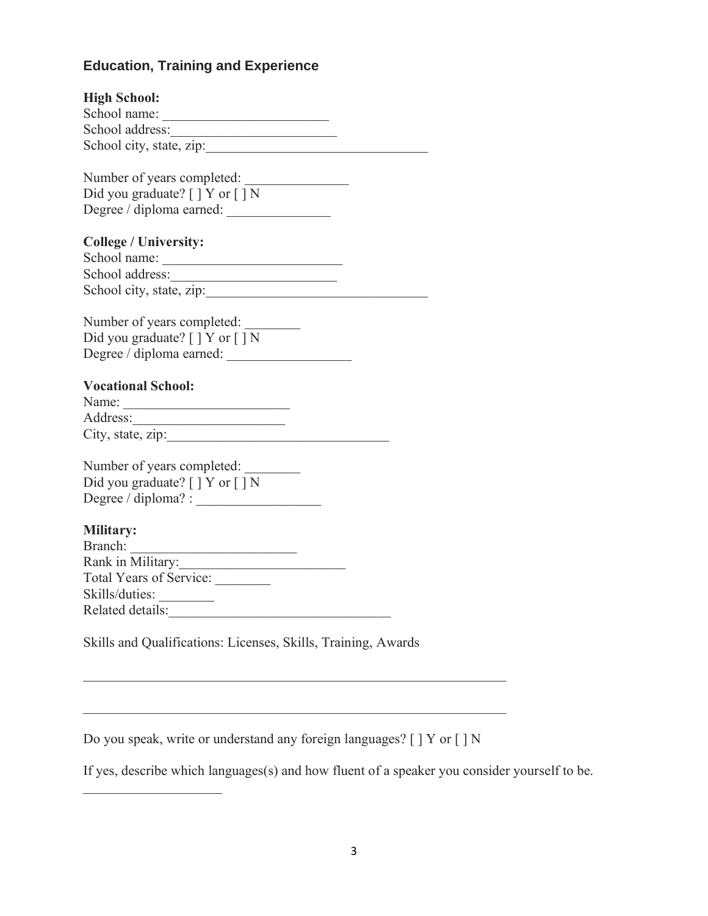## Education, Training and Experience

**High School:**
School name: ________________________
School address:________________________
School city, state, zip:________________________________

Number of years completed: _______________
Did you graduate? [ ] Y or [ ] N
Degree / diploma earned: _______________

**College / University:**
School name: __________________________
School address:________________________
School city, state, zip:________________________________

Number of years completed: ________
Did you graduate? [ ] Y or [ ] N
Degree / diploma earned: __________________

**Vocational School:**
Name: ________________________
Address:______________________
City, state, zip:________________________________

Number of years completed: ________
Did you graduate? [ ] Y or [ ] N
Degree / diploma? : __________________

**Military:**
Branch: ________________________
Rank in Military:________________________
Total Years of Service: ________
Skills/duties: ________
Related details:________________________________

Skills and Qualifications: Licenses, Skills, Training, Awards

______________________________________________________________

______________________________________________________________

Do you speak, write or understand any foreign languages? [ ] Y or [ ] N

If yes, describe which languages(s) and how fluent of a speaker you consider yourself to be.

____________________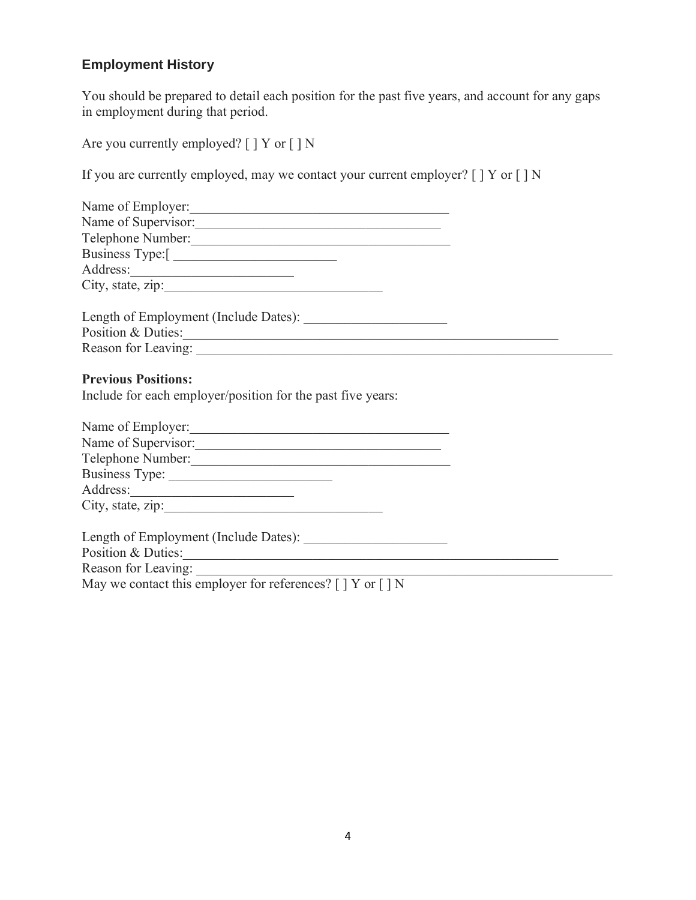## Employment History

You should be prepared to detail each position for the past five years, and account for any gaps in employment during that period.

Are you currently employed? [ ] Y or [ ] N

If you are currently employed, may we contact your current employer? [ ] Y or [ ] N

Name of Employer:_______________________________________
Name of Supervisor:_____________________________________
Telephone Number:_______________________________________
Business Type:[ _________________________
Address:_________________________
City, state, zip:_________________________________

Length of Employment (Include Dates): ______________________
Position & Duties:__________________________________________________________
Reason for Leaving: _________________________________________________________________

**Previous Positions:**
Include for each employer/position for the past five years:

Name of Employer:_______________________________________
Name of Supervisor:_____________________________________
Telephone Number:_______________________________________
Business Type: _________________________
Address:_________________________
City, state, zip:_________________________________

Length of Employment (Include Dates): ______________________
Position & Duties:__________________________________________________________
Reason for Leaving: _________________________________________________________________
May we contact this employer for references? [ ] Y or [ ] N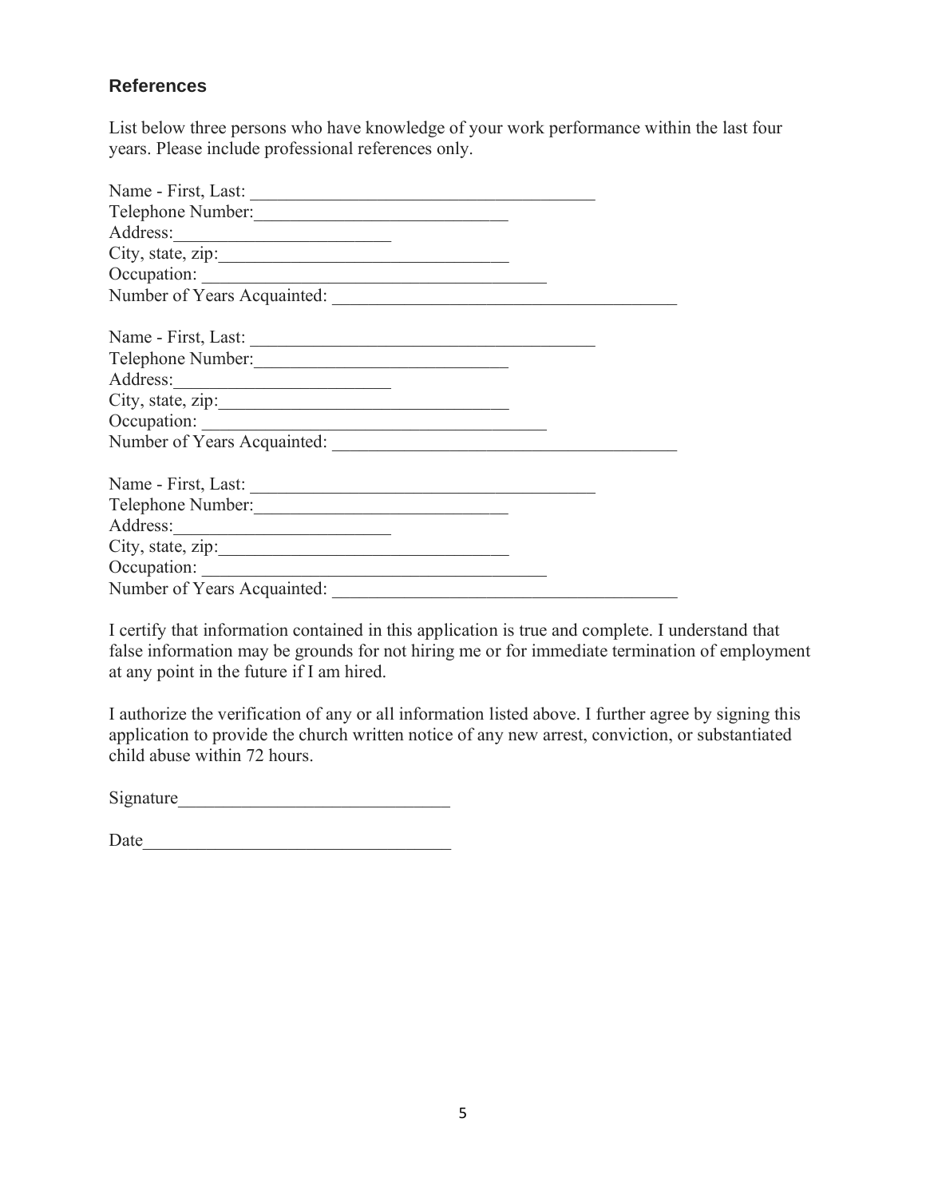## References

List below three persons who have knowledge of your work performance within the last four years. Please include professional references only.

Name - First, Last: ________________________________________
Telephone Number:_____________________________
Address:________________________
City, state, zip:________________________________
Occupation: ______________________________________
Number of Years Acquainted: ______________________________________

Name - First, Last: ________________________________________
Telephone Number:_____________________________
Address:________________________
City, state, zip:________________________________
Occupation: ______________________________________
Number of Years Acquainted: ______________________________________

Name - First, Last: ________________________________________
Telephone Number:_____________________________
Address:________________________
City, state, zip:________________________________
Occupation: ______________________________________
Number of Years Acquainted: ______________________________________

I certify that information contained in this application is true and complete. I understand that false information may be grounds for not hiring me or for immediate termination of employment at any point in the future if I am hired.

I authorize the verification of any or all information listed above. I further agree by signing this application to provide the church written notice of any new arrest, conviction, or substantiated child abuse within 72 hours.

Signature_____________________________

Date_________________________________